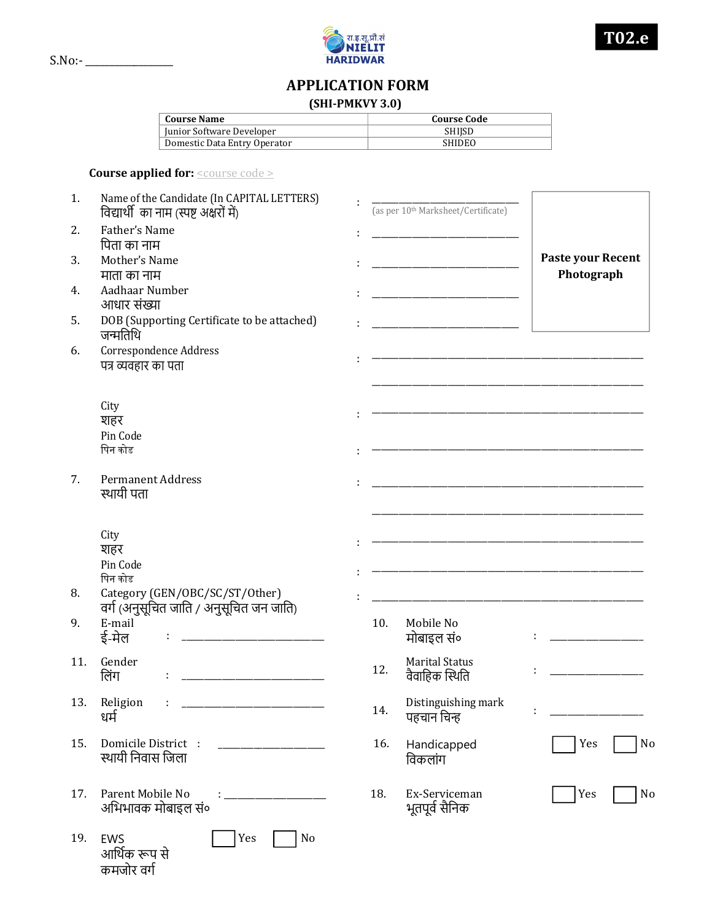S.No:- _______________

रा.इ.सू.प्रौ.सं
NIELIT
HARIDWAR

**T02.e**

# APPLICATION FORM

## (SHI-PMKVY 3.0)

| Course Name | Course Code |
|---|---|
| Junior Software Developer | SHIJSD |
| Domestic Data Entry Operator | SHIDEO |

**Course applied for:** <course code >

Paste your Recent Photograph

1. Name of the Candidate (In CAPITAL LETTERS) विद्यार्थी का नाम (स्पष्ट अक्षरों में) : ___________________________ (as per 10th Marksheet/Certificate)
2. Father's Name पिता का नाम : ___________________________
3. Mother's Name माता का नाम : ___________________________
4. Aadhaar Number आधार संख्या : ___________________________
5. DOB (Supporting Certificate to be attached) जन्मतिथि : ___________________________
6. Correspondence Address पत्र व्यवहार का पता : ___________________________________________

   ___________________________________________

   City शहर : ___________________________________________

   Pin Code पिन कोड : ___________________________________________
7. Permanent Address स्थायी पता : ___________________________________________

   ___________________________________________

   City शहर : ___________________________________________

   Pin Code पिन कोड : ___________________________________________
8. Category (GEN/OBC/SC/ST/Other) वर्ग (अनुसूचित जाति / अनुसूचित जन जाति) : ___________________________________________
9. E-mail ई-मेल : ___________________________
10. Mobile No मोबाइल सं० : _______________
11. Gender लिंग : ___________________________
12. Marital Status वैवाहिक स्थिति : _______________
13. Religion धर्म : ___________________________
14. Distinguishing mark पहचान चिन्ह : _______________
15. Domicile District स्थायी निवास जिला : ____________________
16. Handicapped विकलांग ☐ Yes ☐ No
17. Parent Mobile No अभिभावक मोबाइल सं० : ____________________
18. Ex-Serviceman भूतपूर्व सैनिक ☐ Yes ☐ No
19. EWS आर्थिक रूप से कमजोर वर्ग ☐ Yes ☐ No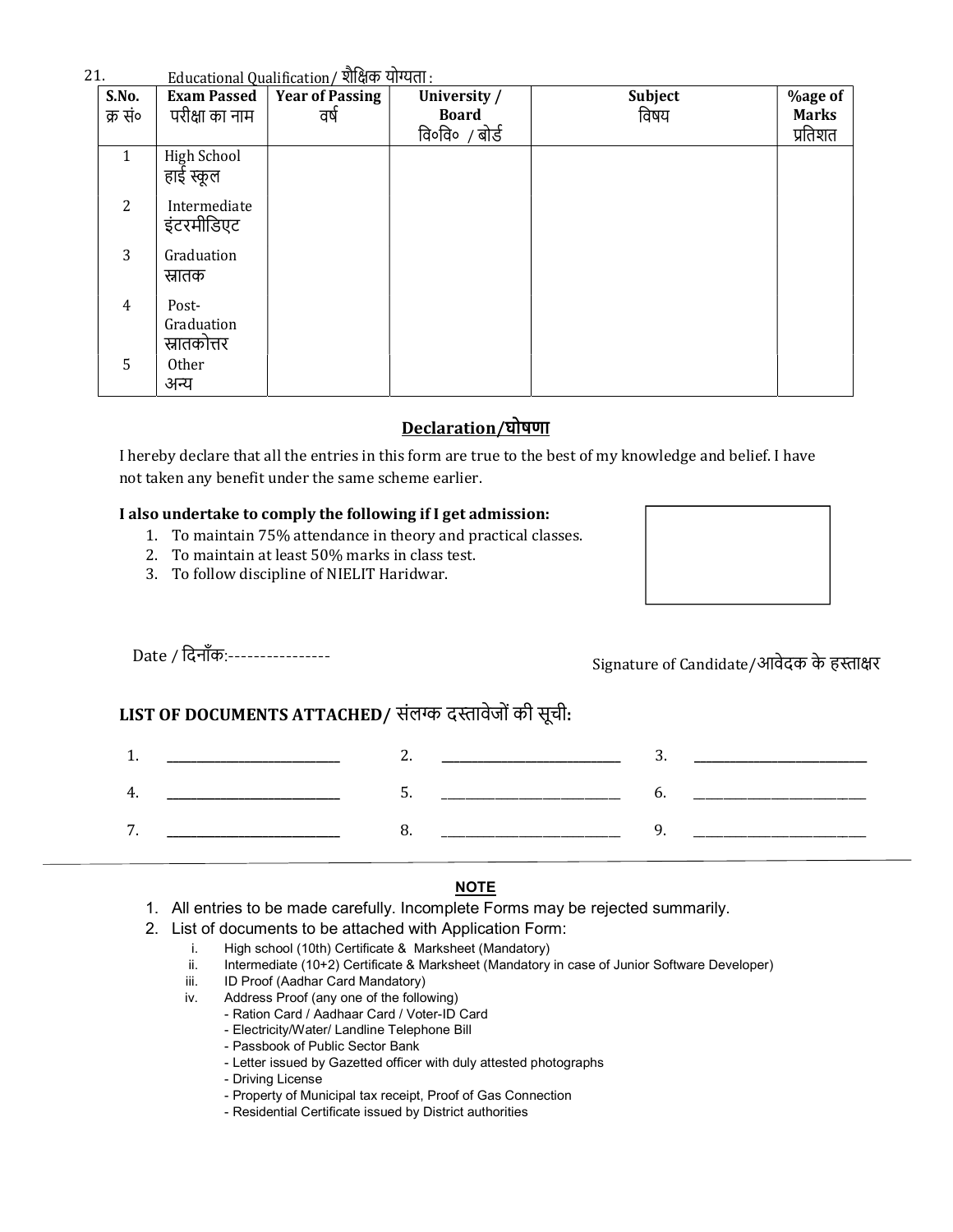21. Educational Qualification/ शैक्षिक योग्यता :

| S.No. क्र सं० | Exam Passed परीक्षा का नाम | Year of Passing वर्ष | University / Board वि०वि० / बोर्ड | Subject विषय | %age of Marks प्रतिशत |
|---|---|---|---|---|---|
| 1 | High School हाई स्कूल | | | | |
| 2 | Intermediate इंटरमीडिएट | | | | |
| 3 | Graduation स्नातक | | | | |
| 4 | Post-Graduation स्नातकोत्तर | | | | |
| 5 | Other अन्य | | | | |

## Declaration/घोषणा

I hereby declare that all the entries in this form are true to the best of my knowledge and belief. I have not taken any benefit under the same scheme earlier.

**I also undertake to comply the following if I get admission:**

1. To maintain 75% attendance in theory and practical classes.
2. To maintain at least 50% marks in class test.
3. To follow discipline of NIELIT Haridwar.

Date / दिनाँक:----------------

Signature of Candidate/आवेदक के हस्ताक्षर

## LIST OF DOCUMENTS ATTACHED/ संलग्क दस्तावेजों की सूची:

1. ____________ 2. ____________ 3. ____________

4. ____________ 5. ____________ 6. ____________

7. ____________ 8. ____________ 9. ____________

---

**NOTE**

1. All entries to be made carefully. Incomplete Forms may be rejected summarily.
2. List of documents to be attached with Application Form:
   - i. High school (10th) Certificate & Marksheet (Mandatory)
   - ii. Intermediate (10+2) Certificate & Marksheet (Mandatory in case of Junior Software Developer)
   - iii. ID Proof (Aadhar Card Mandatory)
   - iv. Address Proof (any one of the following)
     - Ration Card / Aadhaar Card / Voter-ID Card
     - Electricity/Water/ Landline Telephone Bill
     - Passbook of Public Sector Bank
     - Letter issued by Gazetted officer with duly attested photographs
     - Driving License
     - Property of Municipal tax receipt, Proof of Gas Connection
     - Residential Certificate issued by District authorities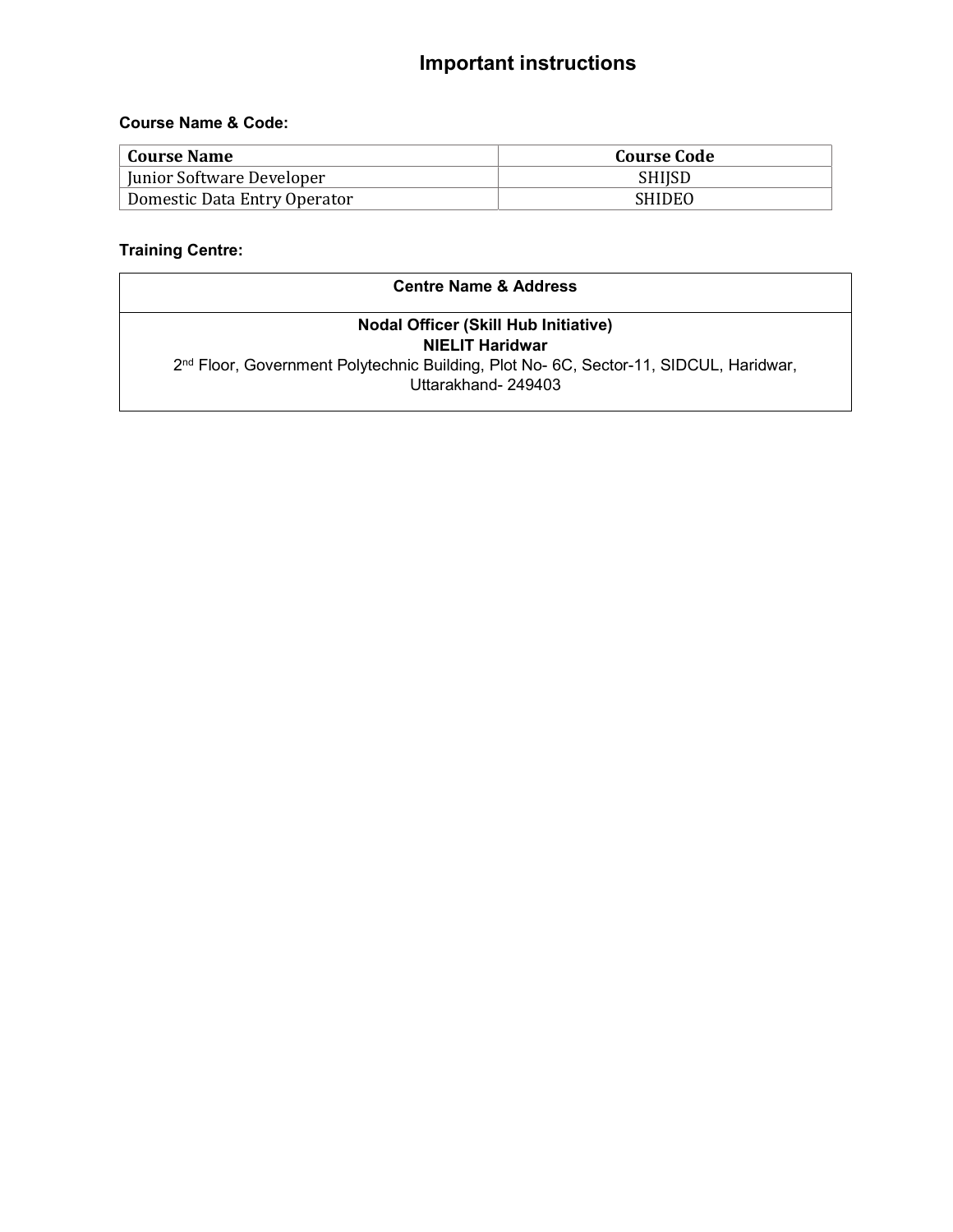# Important instructions

**Course Name & Code:**

| Course Name | Course Code |
|---|---|
| Junior Software Developer | SHIJSD |
| Domestic Data Entry Operator | SHIDEO |

**Training Centre:**

| Centre Name & Address |
|---|
| **Nodal Officer (Skill Hub Initiative)**<br>**NIELIT Haridwar**<br>2nd Floor, Government Polytechnic Building, Plot No- 6C, Sector-11, SIDCUL, Haridwar, Uttarakhand- 249403 |